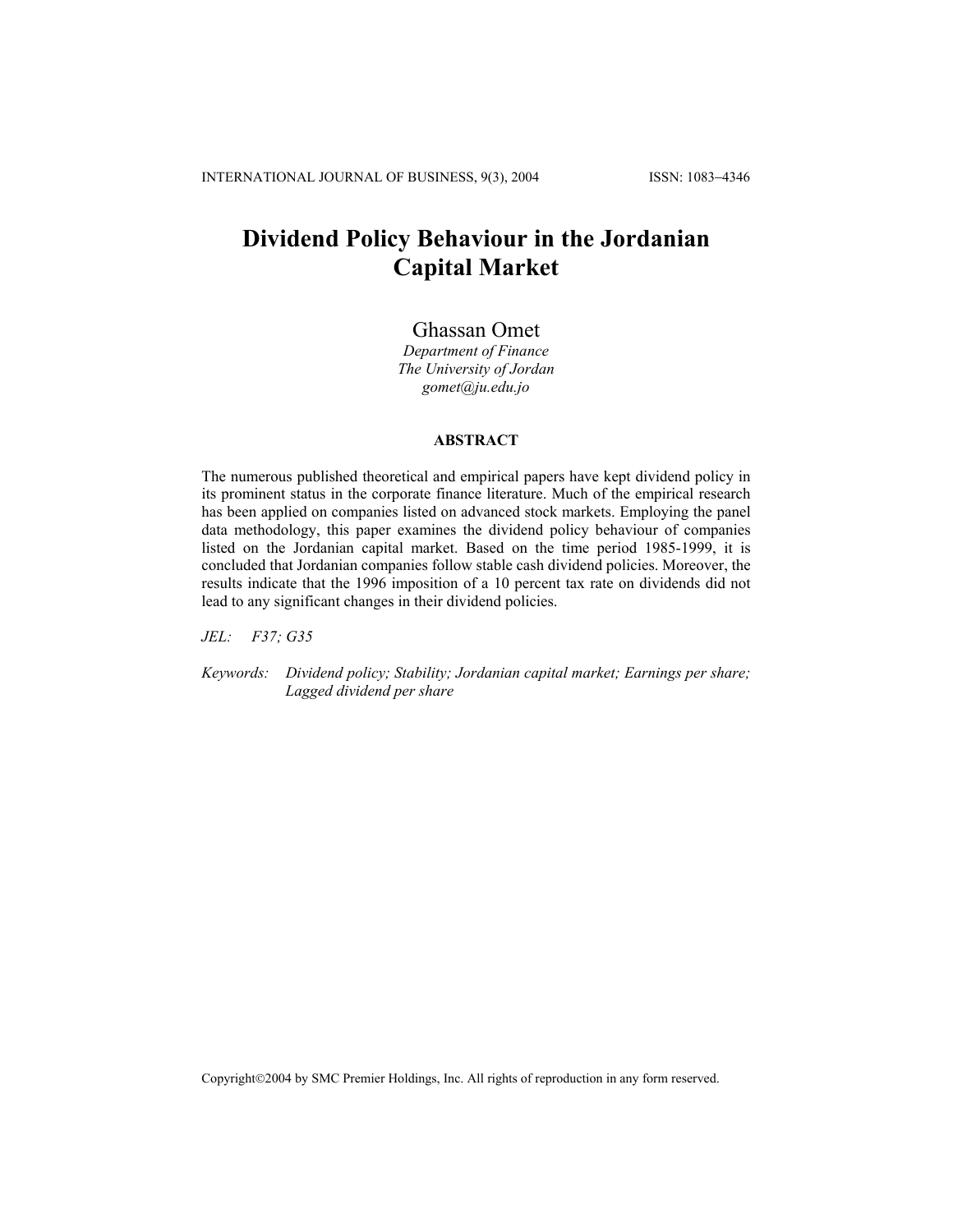# Dividend Policy Behaviour in the Jordanian Capital Market

Ghassan Omet
*Department of Finance*
*The University of Jordan*
*gomet@ju.edu.jo*

## ABSTRACT

The numerous published theoretical and empirical papers have kept dividend policy in its prominent status in the corporate finance literature. Much of the empirical research has been applied on companies listed on advanced stock markets. Employing the panel data methodology, this paper examines the dividend policy behaviour of companies listed on the Jordanian capital market. Based on the time period 1985-1999, it is concluded that Jordanian companies follow stable cash dividend policies. Moreover, the results indicate that the 1996 imposition of a 10 percent tax rate on dividends did not lead to any significant changes in their dividend policies.

*JEL:* *F37; G35*

*Keywords:* *Dividend policy; Stability; Jordanian capital market; Earnings per share; Lagged dividend per share*

Copyright©2004 by SMC Premier Holdings, Inc. All rights of reproduction in any form reserved.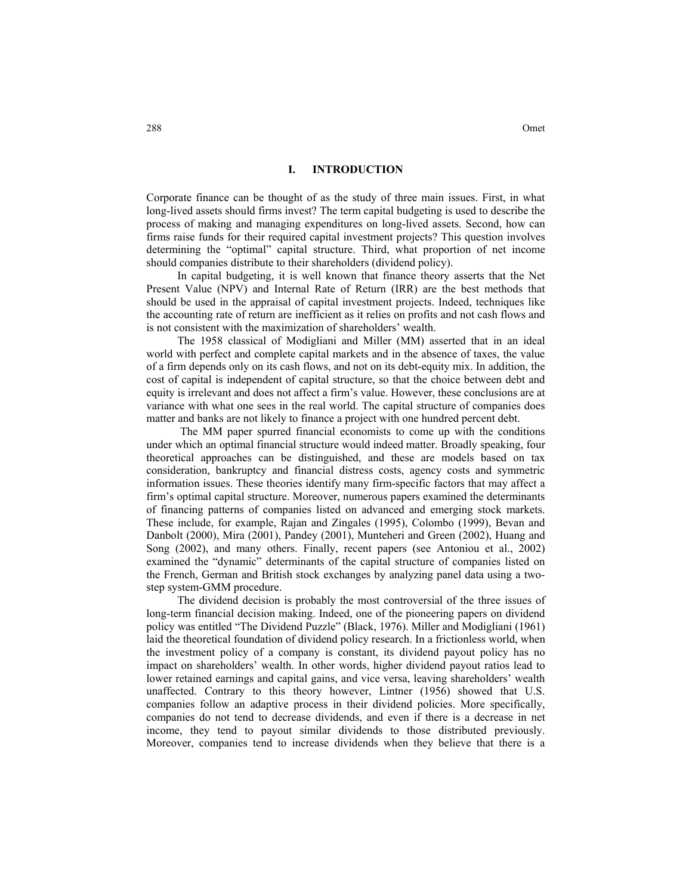## I. INTRODUCTION

Corporate finance can be thought of as the study of three main issues. First, in what long-lived assets should firms invest? The term capital budgeting is used to describe the process of making and managing expenditures on long-lived assets. Second, how can firms raise funds for their required capital investment projects? This question involves determining the "optimal" capital structure. Third, what proportion of net income should companies distribute to their shareholders (dividend policy).

In capital budgeting, it is well known that finance theory asserts that the Net Present Value (NPV) and Internal Rate of Return (IRR) are the best methods that should be used in the appraisal of capital investment projects. Indeed, techniques like the accounting rate of return are inefficient as it relies on profits and not cash flows and is not consistent with the maximization of shareholders' wealth.

The 1958 classical of Modigliani and Miller (MM) asserted that in an ideal world with perfect and complete capital markets and in the absence of taxes, the value of a firm depends only on its cash flows, and not on its debt-equity mix. In addition, the cost of capital is independent of capital structure, so that the choice between debt and equity is irrelevant and does not affect a firm's value. However, these conclusions are at variance with what one sees in the real world. The capital structure of companies does matter and banks are not likely to finance a project with one hundred percent debt.

The MM paper spurred financial economists to come up with the conditions under which an optimal financial structure would indeed matter. Broadly speaking, four theoretical approaches can be distinguished, and these are models based on tax consideration, bankruptcy and financial distress costs, agency costs and symmetric information issues. These theories identify many firm-specific factors that may affect a firm's optimal capital structure. Moreover, numerous papers examined the determinants of financing patterns of companies listed on advanced and emerging stock markets. These include, for example, Rajan and Zingales (1995), Colombo (1999), Bevan and Danbolt (2000), Mira (2001), Pandey (2001), Munteheri and Green (2002), Huang and Song (2002), and many others. Finally, recent papers (see Antoniou et al., 2002) examined the "dynamic" determinants of the capital structure of companies listed on the French, German and British stock exchanges by analyzing panel data using a two-step system-GMM procedure.

The dividend decision is probably the most controversial of the three issues of long-term financial decision making. Indeed, one of the pioneering papers on dividend policy was entitled "The Dividend Puzzle" (Black, 1976). Miller and Modigliani (1961) laid the theoretical foundation of dividend policy research. In a frictionless world, when the investment policy of a company is constant, its dividend payout policy has no impact on shareholders' wealth. In other words, higher dividend payout ratios lead to lower retained earnings and capital gains, and vice versa, leaving shareholders' wealth unaffected. Contrary to this theory however, Lintner (1956) showed that U.S. companies follow an adaptive process in their dividend policies. More specifically, companies do not tend to decrease dividends, and even if there is a decrease in net income, they tend to payout similar dividends to those distributed previously. Moreover, companies tend to increase dividends when they believe that there is a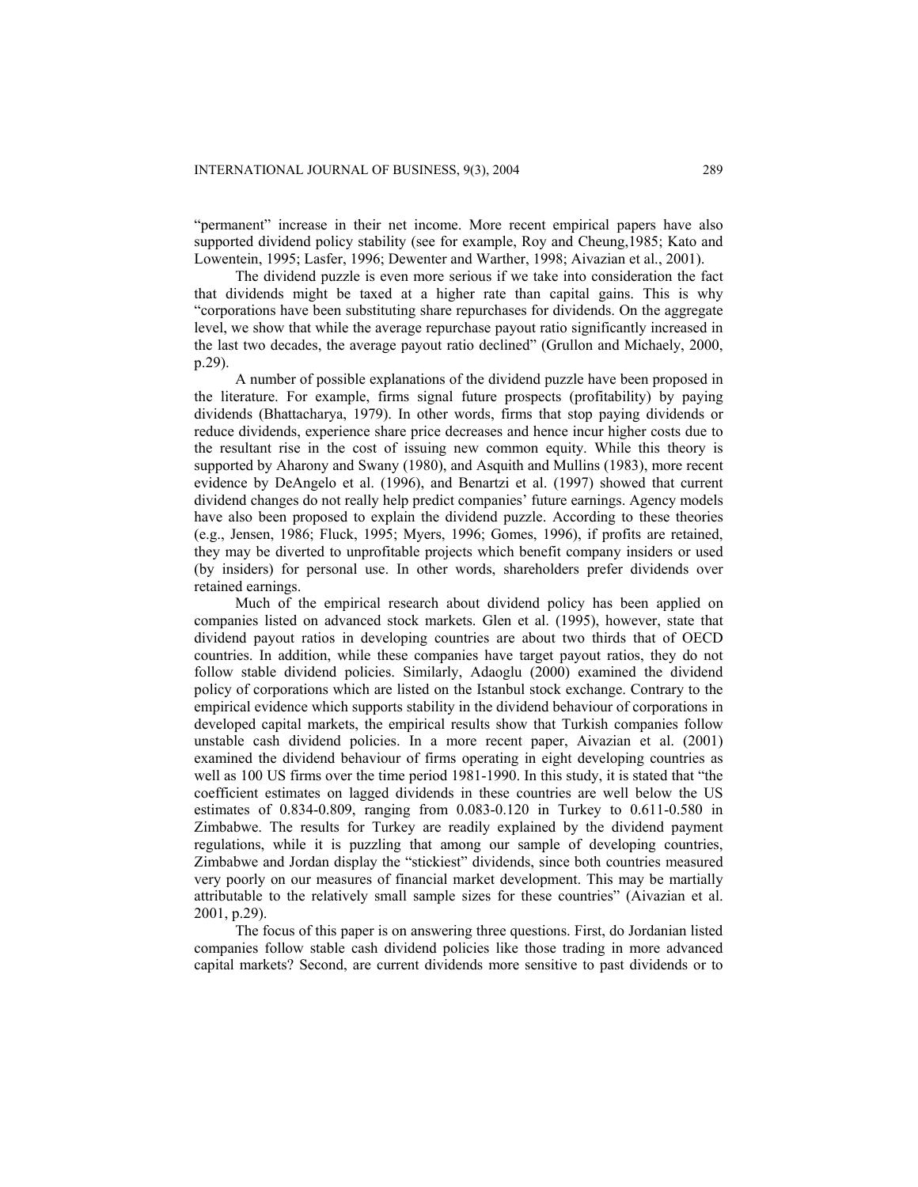"permanent" increase in their net income. More recent empirical papers have also supported dividend policy stability (see for example, Roy and Cheung,1985; Kato and Lowentein, 1995; Lasfer, 1996; Dewenter and Warther, 1998; Aivazian et al., 2001).

The dividend puzzle is even more serious if we take into consideration the fact that dividends might be taxed at a higher rate than capital gains. This is why "corporations have been substituting share repurchases for dividends. On the aggregate level, we show that while the average repurchase payout ratio significantly increased in the last two decades, the average payout ratio declined" (Grullon and Michaely, 2000, p.29).

A number of possible explanations of the dividend puzzle have been proposed in the literature. For example, firms signal future prospects (profitability) by paying dividends (Bhattacharya, 1979). In other words, firms that stop paying dividends or reduce dividends, experience share price decreases and hence incur higher costs due to the resultant rise in the cost of issuing new common equity. While this theory is supported by Aharony and Swany (1980), and Asquith and Mullins (1983), more recent evidence by DeAngelo et al. (1996), and Benartzi et al. (1997) showed that current dividend changes do not really help predict companies' future earnings. Agency models have also been proposed to explain the dividend puzzle. According to these theories (e.g., Jensen, 1986; Fluck, 1995; Myers, 1996; Gomes, 1996), if profits are retained, they may be diverted to unprofitable projects which benefit company insiders or used (by insiders) for personal use. In other words, shareholders prefer dividends over retained earnings.

Much of the empirical research about dividend policy has been applied on companies listed on advanced stock markets. Glen et al. (1995), however, state that dividend payout ratios in developing countries are about two thirds that of OECD countries. In addition, while these companies have target payout ratios, they do not follow stable dividend policies. Similarly, Adaoglu (2000) examined the dividend policy of corporations which are listed on the Istanbul stock exchange. Contrary to the empirical evidence which supports stability in the dividend behaviour of corporations in developed capital markets, the empirical results show that Turkish companies follow unstable cash dividend policies. In a more recent paper, Aivazian et al. (2001) examined the dividend behaviour of firms operating in eight developing countries as well as 100 US firms over the time period 1981-1990. In this study, it is stated that "the coefficient estimates on lagged dividends in these countries are well below the US estimates of 0.834-0.809, ranging from 0.083-0.120 in Turkey to 0.611-0.580 in Zimbabwe. The results for Turkey are readily explained by the dividend payment regulations, while it is puzzling that among our sample of developing countries, Zimbabwe and Jordan display the "stickiest" dividends, since both countries measured very poorly on our measures of financial market development. This may be martially attributable to the relatively small sample sizes for these countries" (Aivazian et al. 2001, p.29).

The focus of this paper is on answering three questions. First, do Jordanian listed companies follow stable cash dividend policies like those trading in more advanced capital markets? Second, are current dividends more sensitive to past dividends or to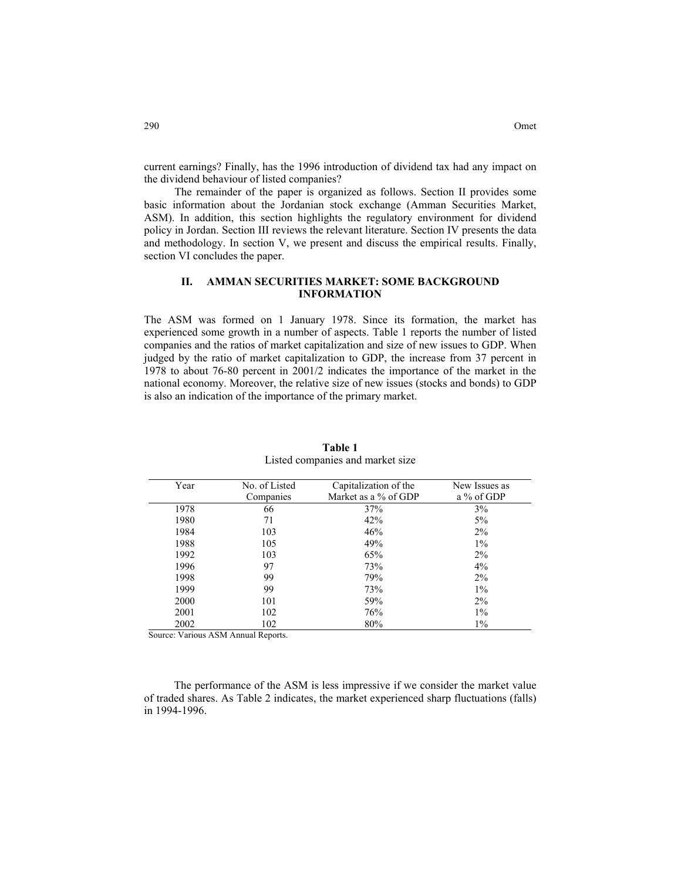current earnings? Finally, has the 1996 introduction of dividend tax had any impact on the dividend behaviour of listed companies?

The remainder of the paper is organized as follows. Section II provides some basic information about the Jordanian stock exchange (Amman Securities Market, ASM). In addition, this section highlights the regulatory environment for dividend policy in Jordan. Section III reviews the relevant literature. Section IV presents the data and methodology. In section V, we present and discuss the empirical results. Finally, section VI concludes the paper.

## II. AMMAN SECURITIES MARKET: SOME BACKGROUND INFORMATION

The ASM was formed on 1 January 1978. Since its formation, the market has experienced some growth in a number of aspects. Table 1 reports the number of listed companies and the ratios of market capitalization and size of new issues to GDP. When judged by the ratio of market capitalization to GDP, the increase from 37 percent in 1978 to about 76-80 percent in 2001/2 indicates the importance of the market in the national economy. Moreover, the relative size of new issues (stocks and bonds) to GDP is also an indication of the importance of the primary market.

**Table 1**
Listed companies and market size

| Year | No. of Listed Companies | Capitalization of the Market as a % of GDP | New Issues as a % of GDP |
|---|---|---|---|
| 1978 | 66 | 37% | 3% |
| 1980 | 71 | 42% | 5% |
| 1984 | 103 | 46% | 2% |
| 1988 | 105 | 49% | 1% |
| 1992 | 103 | 65% | 2% |
| 1996 | 97 | 73% | 4% |
| 1998 | 99 | 79% | 2% |
| 1999 | 99 | 73% | 1% |
| 2000 | 101 | 59% | 2% |
| 2001 | 102 | 76% | 1% |
| 2002 | 102 | 80% | 1% |

Source: Various ASM Annual Reports.

The performance of the ASM is less impressive if we consider the market value of traded shares. As Table 2 indicates, the market experienced sharp fluctuations (falls) in 1994-1996.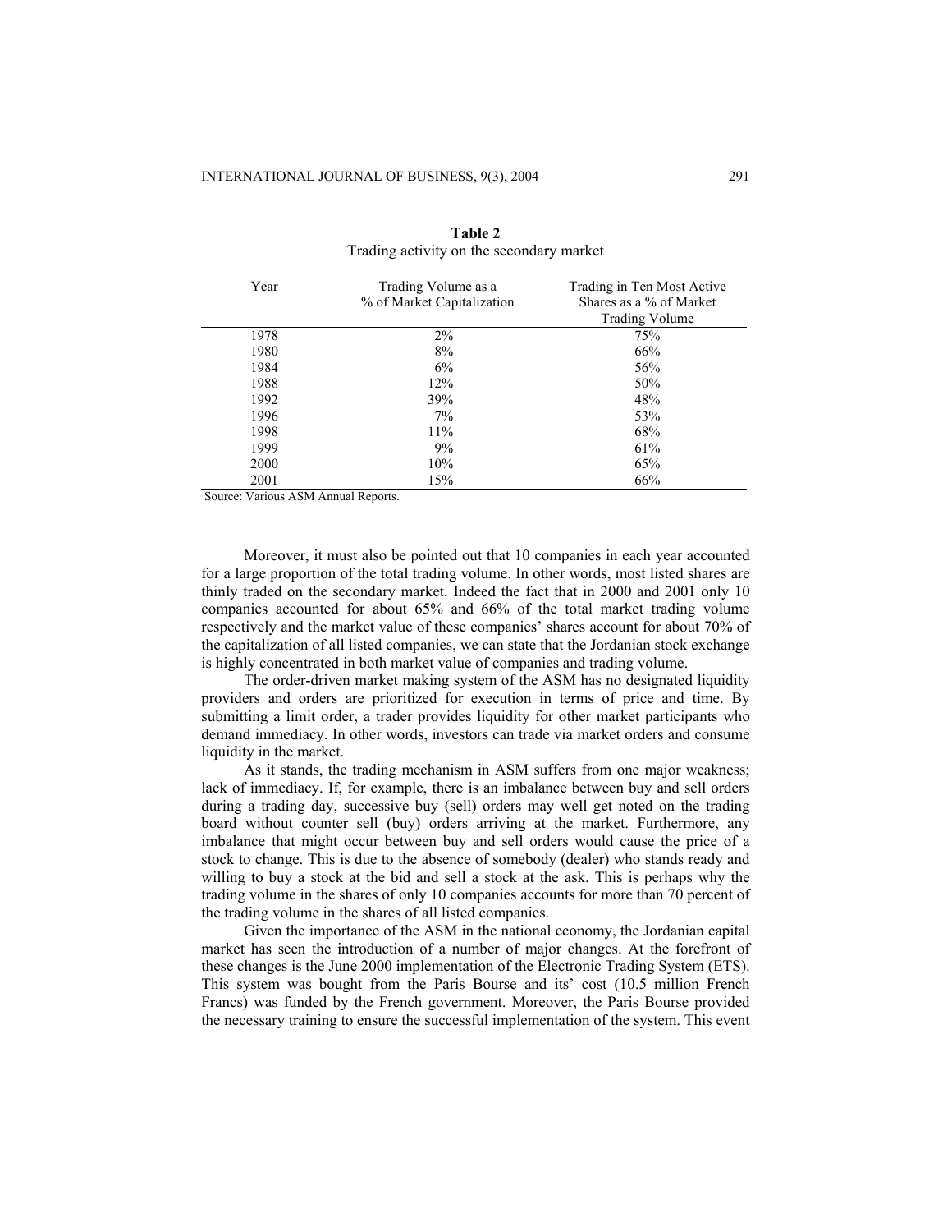**Table 2**
Trading activity on the secondary market

| Year | Trading Volume as a % of Market Capitalization | Trading in Ten Most Active Shares as a % of Market Trading Volume |
|---|---|---|
| 1978 | 2% | 75% |
| 1980 | 8% | 66% |
| 1984 | 6% | 56% |
| 1988 | 12% | 50% |
| 1992 | 39% | 48% |
| 1996 | 7% | 53% |
| 1998 | 11% | 68% |
| 1999 | 9% | 61% |
| 2000 | 10% | 65% |
| 2001 | 15% | 66% |

Source: Various ASM Annual Reports.

Moreover, it must also be pointed out that 10 companies in each year accounted for a large proportion of the total trading volume. In other words, most listed shares are thinly traded on the secondary market. Indeed the fact that in 2000 and 2001 only 10 companies accounted for about 65% and 66% of the total market trading volume respectively and the market value of these companies' shares account for about 70% of the capitalization of all listed companies, we can state that the Jordanian stock exchange is highly concentrated in both market value of companies and trading volume.

The order-driven market making system of the ASM has no designated liquidity providers and orders are prioritized for execution in terms of price and time. By submitting a limit order, a trader provides liquidity for other market participants who demand immediacy. In other words, investors can trade via market orders and consume liquidity in the market.

As it stands, the trading mechanism in ASM suffers from one major weakness; lack of immediacy. If, for example, there is an imbalance between buy and sell orders during a trading day, successive buy (sell) orders may well get noted on the trading board without counter sell (buy) orders arriving at the market. Furthermore, any imbalance that might occur between buy and sell orders would cause the price of a stock to change. This is due to the absence of somebody (dealer) who stands ready and willing to buy a stock at the bid and sell a stock at the ask. This is perhaps why the trading volume in the shares of only 10 companies accounts for more than 70 percent of the trading volume in the shares of all listed companies.

Given the importance of the ASM in the national economy, the Jordanian capital market has seen the introduction of a number of major changes. At the forefront of these changes is the June 2000 implementation of the Electronic Trading System (ETS). This system was bought from the Paris Bourse and its' cost (10.5 million French Francs) was funded by the French government. Moreover, the Paris Bourse provided the necessary training to ensure the successful implementation of the system. This event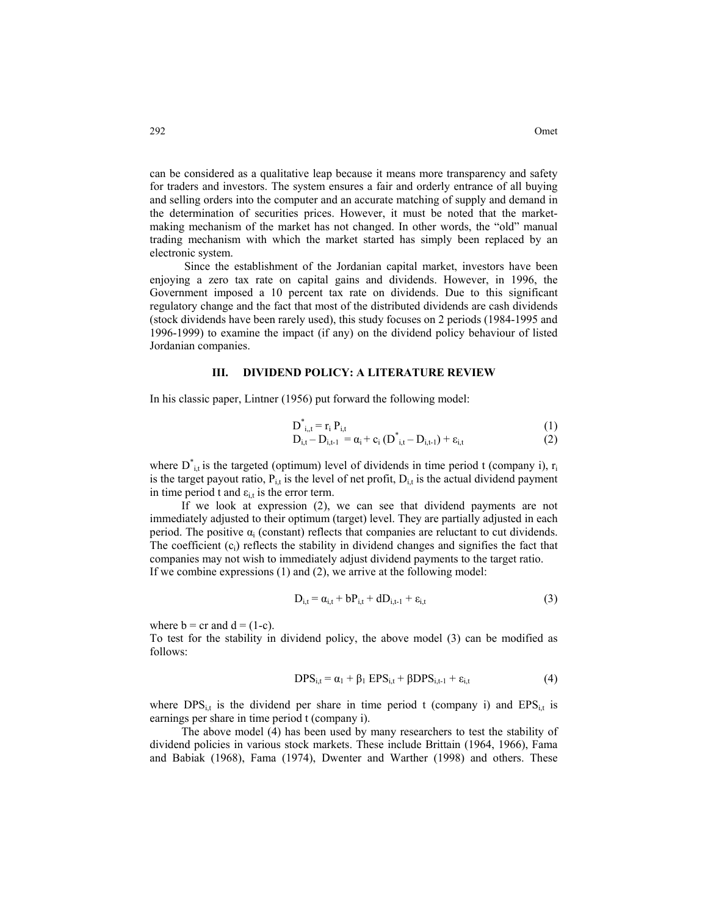can be considered as a qualitative leap because it means more transparency and safety for traders and investors. The system ensures a fair and orderly entrance of all buying and selling orders into the computer and an accurate matching of supply and demand in the determination of securities prices. However, it must be noted that the market-making mechanism of the market has not changed. In other words, the "old" manual trading mechanism with which the market started has simply been replaced by an electronic system.

Since the establishment of the Jordanian capital market, investors have been enjoying a zero tax rate on capital gains and dividends. However, in 1996, the Government imposed a 10 percent tax rate on dividends. Due to this significant regulatory change and the fact that most of the distributed dividends are cash dividends (stock dividends have been rarely used), this study focuses on 2 periods (1984-1995 and 1996-1999) to examine the impact (if any) on the dividend policy behaviour of listed Jordanian companies.

## III. DIVIDEND POLICY: A LITERATURE REVIEW

In his classic paper, Lintner (1956) put forward the following model:

$$D^*_{i,t} = r_i P_{i,t} \quad (1)$$

$$D_{i,t} - D_{i,t-1} = \alpha_i + c_i (D^*_{i,t} - D_{i,t-1}) + \varepsilon_{i,t} \quad (2)$$

where $D^*_{i,t}$ is the targeted (optimum) level of dividends in time period t (company i), $r_i$ is the target payout ratio, $P_{i,t}$ is the level of net profit, $D_{i,t}$ is the actual dividend payment in time period t and $\varepsilon_{i,t}$ is the error term.

If we look at expression (2), we can see that dividend payments are not immediately adjusted to their optimum (target) level. They are partially adjusted in each period. The positive $\alpha_i$ (constant) reflects that companies are reluctant to cut dividends. The coefficient ($c_i$) reflects the stability in dividend changes and signifies the fact that companies may not wish to immediately adjust dividend payments to the target ratio.
If we combine expressions (1) and (2), we arrive at the following model:

$$D_{i,t} = \alpha_{i,t} + bP_{i,t} + dD_{i,t-1} + \varepsilon_{i,t} \quad (3)$$

where $b = cr$ and $d = (1-c)$.
To test for the stability in dividend policy, the above model (3) can be modified as follows:

$$DPS_{i,t} = \alpha_1 + \beta_1 \, EPS_{i,t} + \beta DPS_{i,t-1} + \varepsilon_{i,t} \quad (4)$$

where $DPS_{i,t}$ is the dividend per share in time period t (company i) and $EPS_{i,t}$ is earnings per share in time period t (company i).

The above model (4) has been used by many researchers to test the stability of dividend policies in various stock markets. These include Brittain (1964, 1966), Fama and Babiak (1968), Fama (1974), Dwenter and Warther (1998) and others. These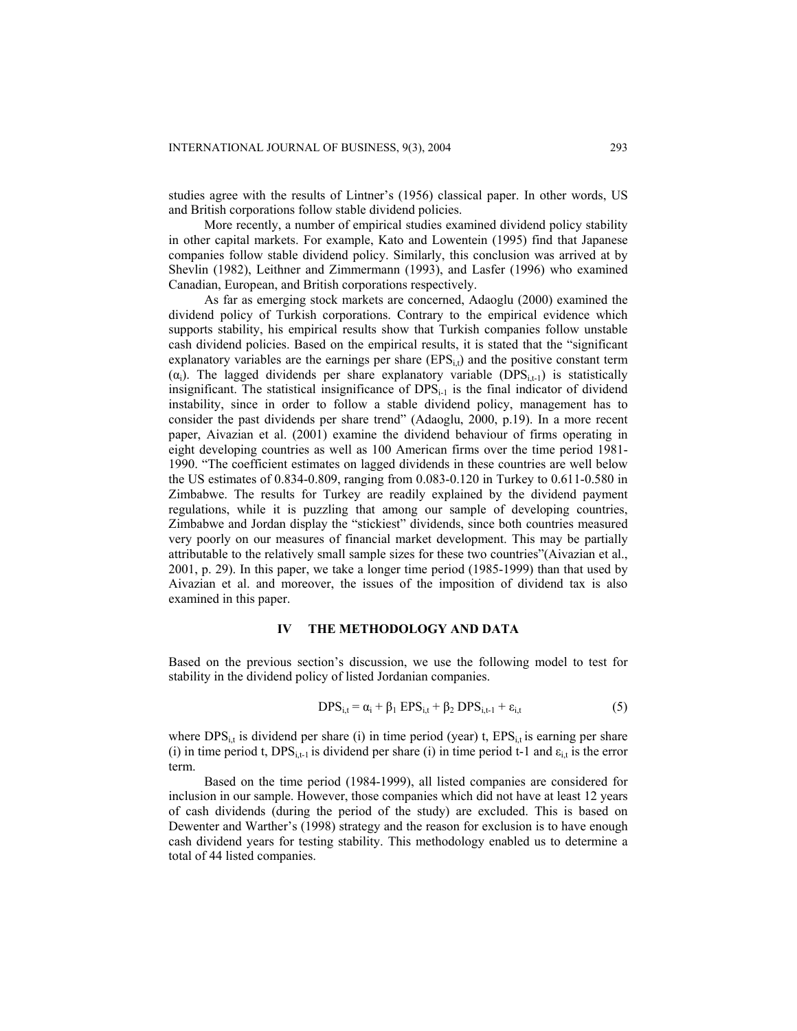studies agree with the results of Lintner's (1956) classical paper. In other words, US and British corporations follow stable dividend policies.

More recently, a number of empirical studies examined dividend policy stability in other capital markets. For example, Kato and Lowentein (1995) find that Japanese companies follow stable dividend policy. Similarly, this conclusion was arrived at by Shevlin (1982), Leithner and Zimmermann (1993), and Lasfer (1996) who examined Canadian, European, and British corporations respectively.

As far as emerging stock markets are concerned, Adaoglu (2000) examined the dividend policy of Turkish corporations. Contrary to the empirical evidence which supports stability, his empirical results show that Turkish companies follow unstable cash dividend policies. Based on the empirical results, it is stated that the "significant explanatory variables are the earnings per share ($EPS_{i,t}$) and the positive constant term ($\alpha_i$). The lagged dividends per share explanatory variable ($DPS_{i,t-1}$) is statistically insignificant. The statistical insignificance of $DPS_{i-1}$ is the final indicator of dividend instability, since in order to follow a stable dividend policy, management has to consider the past dividends per share trend" (Adaoglu, 2000, p.19). In a more recent paper, Aivazian et al. (2001) examine the dividend behaviour of firms operating in eight developing countries as well as 100 American firms over the time period 1981-1990. "The coefficient estimates on lagged dividends in these countries are well below the US estimates of 0.834-0.809, ranging from 0.083-0.120 in Turkey to 0.611-0.580 in Zimbabwe. The results for Turkey are readily explained by the dividend payment regulations, while it is puzzling that among our sample of developing countries, Zimbabwe and Jordan display the "stickiest" dividends, since both countries measured very poorly on our measures of financial market development. This may be partially attributable to the relatively small sample sizes for these two countries"(Aivazian et al., 2001, p. 29). In this paper, we take a longer time period (1985-1999) than that used by Aivazian et al. and moreover, the issues of the imposition of dividend tax is also examined in this paper.

## IV THE METHODOLOGY AND DATA

Based on the previous section's discussion, we use the following model to test for stability in the dividend policy of listed Jordanian companies.

$$DPS_{i,t} = \alpha_i + \beta_1 \, EPS_{i,t} + \beta_2 \, DPS_{i,t-1} + \varepsilon_{i,t} \tag{5}$$

where $DPS_{i,t}$ is dividend per share (i) in time period (year) t, $EPS_{i,t}$ is earning per share (i) in time period t, $DPS_{i,t-1}$ is dividend per share (i) in time period t-1 and $\varepsilon_{i,t}$ is the error term.

Based on the time period (1984-1999), all listed companies are considered for inclusion in our sample. However, those companies which did not have at least 12 years of cash dividends (during the period of the study) are excluded. This is based on Dewenter and Warther's (1998) strategy and the reason for exclusion is to have enough cash dividend years for testing stability. This methodology enabled us to determine a total of 44 listed companies.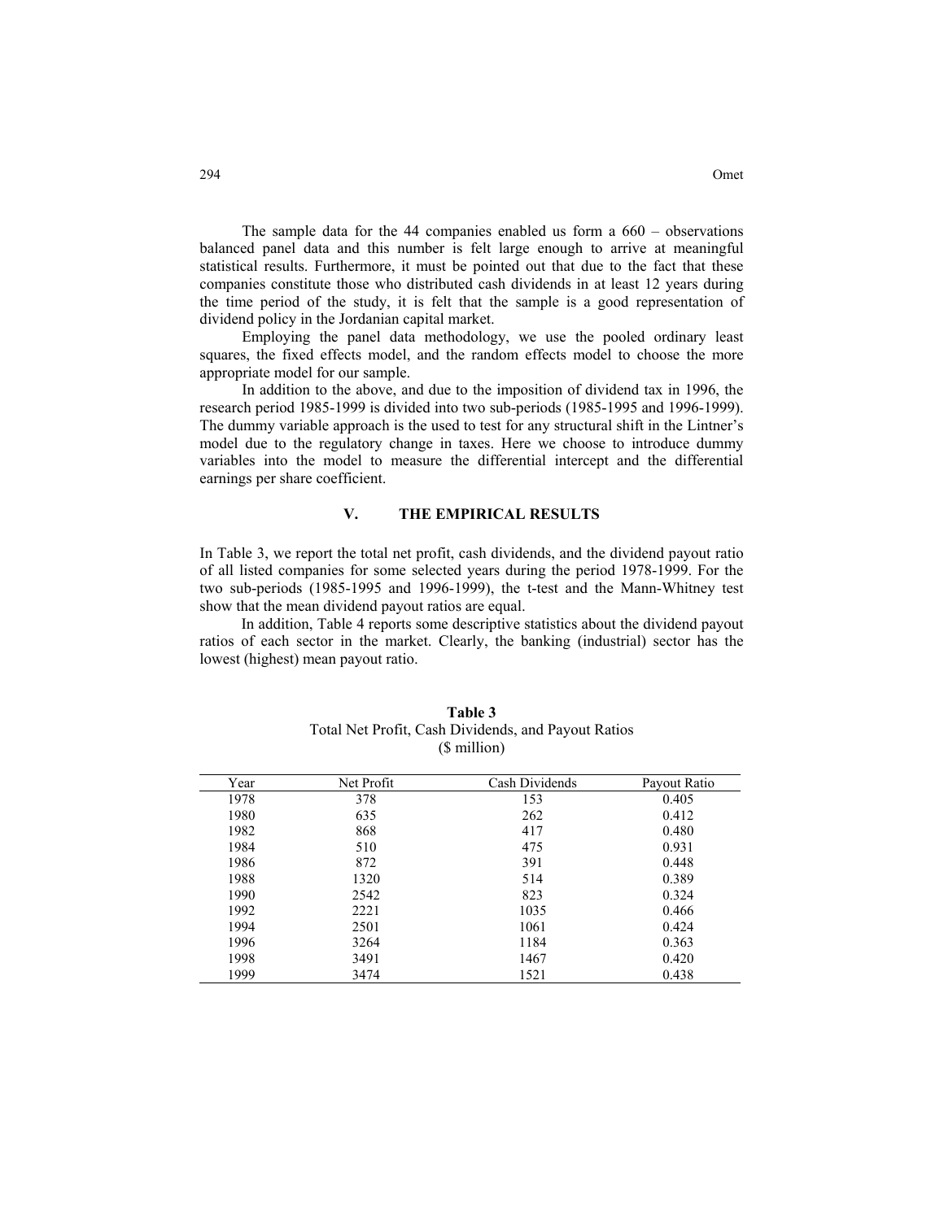The sample data for the 44 companies enabled us form a 660 – observations balanced panel data and this number is felt large enough to arrive at meaningful statistical results. Furthermore, it must be pointed out that due to the fact that these companies constitute those who distributed cash dividends in at least 12 years during the time period of the study, it is felt that the sample is a good representation of dividend policy in the Jordanian capital market.

Employing the panel data methodology, we use the pooled ordinary least squares, the fixed effects model, and the random effects model to choose the more appropriate model for our sample.

In addition to the above, and due to the imposition of dividend tax in 1996, the research period 1985-1999 is divided into two sub-periods (1985-1995 and 1996-1999). The dummy variable approach is the used to test for any structural shift in the Lintner's model due to the regulatory change in taxes. Here we choose to introduce dummy variables into the model to measure the differential intercept and the differential earnings per share coefficient.

## V. THE EMPIRICAL RESULTS

In Table 3, we report the total net profit, cash dividends, and the dividend payout ratio of all listed companies for some selected years during the period 1978-1999. For the two sub-periods (1985-1995 and 1996-1999), the t-test and the Mann-Whitney test show that the mean dividend payout ratios are equal.

In addition, Table 4 reports some descriptive statistics about the dividend payout ratios of each sector in the market. Clearly, the banking (industrial) sector has the lowest (highest) mean payout ratio.

**Table 3**
Total Net Profit, Cash Dividends, and Payout Ratios
($ million)

| Year | Net Profit | Cash Dividends | Payout Ratio |
|---|---|---|---|
| 1978 | 378 | 153 | 0.405 |
| 1980 | 635 | 262 | 0.412 |
| 1982 | 868 | 417 | 0.480 |
| 1984 | 510 | 475 | 0.931 |
| 1986 | 872 | 391 | 0.448 |
| 1988 | 1320 | 514 | 0.389 |
| 1990 | 2542 | 823 | 0.324 |
| 1992 | 2221 | 1035 | 0.466 |
| 1994 | 2501 | 1061 | 0.424 |
| 1996 | 3264 | 1184 | 0.363 |
| 1998 | 3491 | 1467 | 0.420 |
| 1999 | 3474 | 1521 | 0.438 |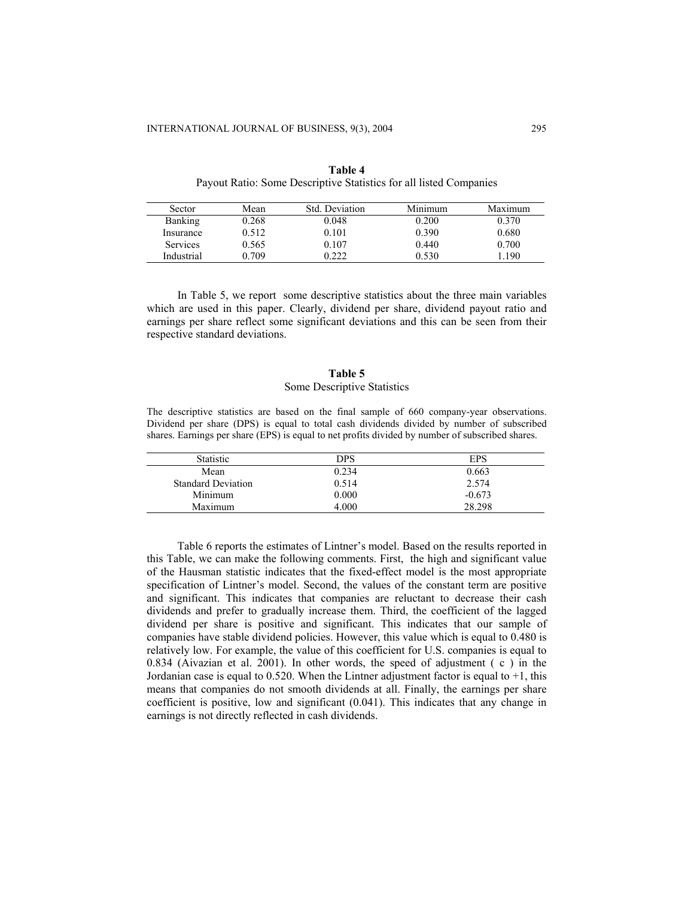**Table 4**
Payout Ratio: Some Descriptive Statistics for all listed Companies

| Sector | Mean | Std. Deviation | Minimum | Maximum |
|---|---|---|---|---|
| Banking | 0.268 | 0.048 | 0.200 | 0.370 |
| Insurance | 0.512 | 0.101 | 0.390 | 0.680 |
| Services | 0.565 | 0.107 | 0.440 | 0.700 |
| Industrial | 0.709 | 0.222 | 0.530 | 1.190 |

In Table 5, we report some descriptive statistics about the three main variables which are used in this paper. Clearly, dividend per share, dividend payout ratio and earnings per share reflect some significant deviations and this can be seen from their respective standard deviations.

**Table 5**
Some Descriptive Statistics

The descriptive statistics are based on the final sample of 660 company-year observations. Dividend per share (DPS) is equal to total cash dividends divided by number of subscribed shares. Earnings per share (EPS) is equal to net profits divided by number of subscribed shares.

| Statistic | DPS | EPS |
|---|---|---|
| Mean | 0.234 | 0.663 |
| Standard Deviation | 0.514 | 2.574 |
| Minimum | 0.000 | -0.673 |
| Maximum | 4.000 | 28.298 |

Table 6 reports the estimates of Lintner's model. Based on the results reported in this Table, we can make the following comments. First, the high and significant value of the Hausman statistic indicates that the fixed-effect model is the most appropriate specification of Lintner's model. Second, the values of the constant term are positive and significant. This indicates that companies are reluctant to decrease their cash dividends and prefer to gradually increase them. Third, the coefficient of the lagged dividend per share is positive and significant. This indicates that our sample of companies have stable dividend policies. However, this value which is equal to 0.480 is relatively low. For example, the value of this coefficient for U.S. companies is equal to 0.834 (Aivazian et al. 2001). In other words, the speed of adjustment ( c ) in the Jordanian case is equal to 0.520. When the Lintner adjustment factor is equal to +1, this means that companies do not smooth dividends at all. Finally, the earnings per share coefficient is positive, low and significant (0.041). This indicates that any change in earnings is not directly reflected in cash dividends.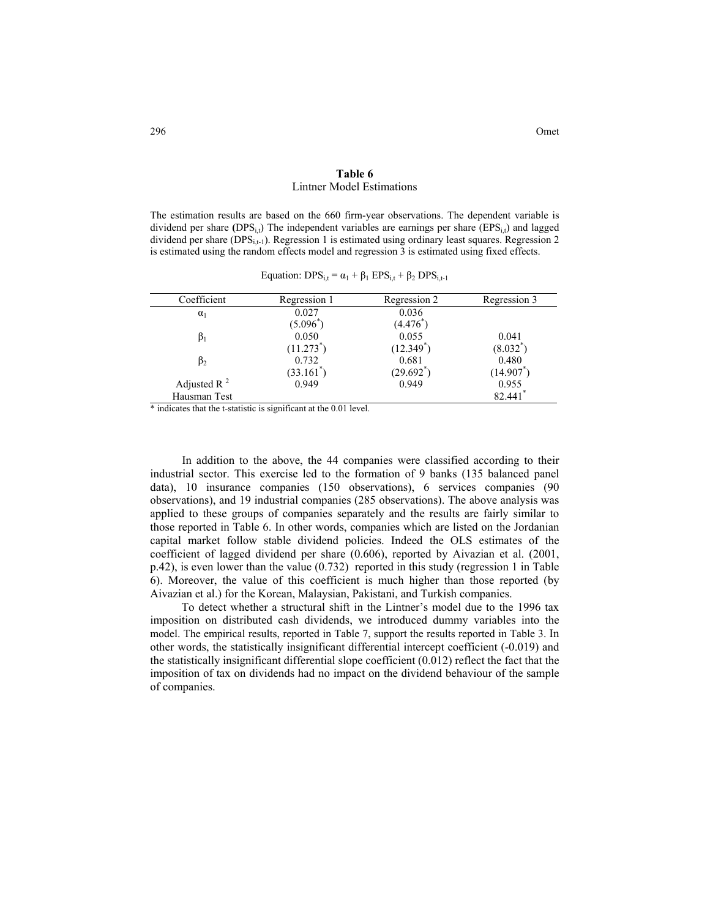**Table 6**
Lintner Model Estimations

The estimation results are based on the 660 firm-year observations. The dependent variable is dividend per share ($DPS_{i,t}$) The independent variables are earnings per share ($EPS_{i,t}$) and lagged dividend per share ($DPS_{i,t-1}$). Regression 1 is estimated using ordinary least squares. Regression 2 is estimated using the random effects model and regression 3 is estimated using fixed effects.

Equation: $DPS_{i,t} = \alpha_1 + \beta_1 EPS_{i,t} + \beta_2 DPS_{i,t-1}$

| Coefficient | Regression 1 | Regression 2 | Regression 3 |
|---|---|---|---|
| $\alpha_1$ | 0.027 | 0.036 | |
| | (5.096*) | (4.476*) | |
| $\beta_1$ | 0.050 | 0.055 | 0.041 |
| | (11.273*) | (12.349*) | (8.032*) |
| $\beta_2$ | 0.732 | 0.681 | 0.480 |
| | (33.161*) | (29.692*) | (14.907*) |
| Adjusted $R^2$ | 0.949 | 0.949 | 0.955 |
| Hausman Test | | | 82.441* |

* indicates that the t-statistic is significant at the 0.01 level.

In addition to the above, the 44 companies were classified according to their industrial sector. This exercise led to the formation of 9 banks (135 balanced panel data), 10 insurance companies (150 observations), 6 services companies (90 observations), and 19 industrial companies (285 observations). The above analysis was applied to these groups of companies separately and the results are fairly similar to those reported in Table 6. In other words, companies which are listed on the Jordanian capital market follow stable dividend policies. Indeed the OLS estimates of the coefficient of lagged dividend per share (0.606), reported by Aivazian et al. (2001, p.42), is even lower than the value (0.732) reported in this study (regression 1 in Table 6). Moreover, the value of this coefficient is much higher than those reported (by Aivazian et al.) for the Korean, Malaysian, Pakistani, and Turkish companies.

To detect whether a structural shift in the Lintner's model due to the 1996 tax imposition on distributed cash dividends, we introduced dummy variables into the model. The empirical results, reported in Table 7, support the results reported in Table 3. In other words, the statistically insignificant differential intercept coefficient (-0.019) and the statistically insignificant differential slope coefficient (0.012) reflect the fact that the imposition of tax on dividends had no impact on the dividend behaviour of the sample of companies.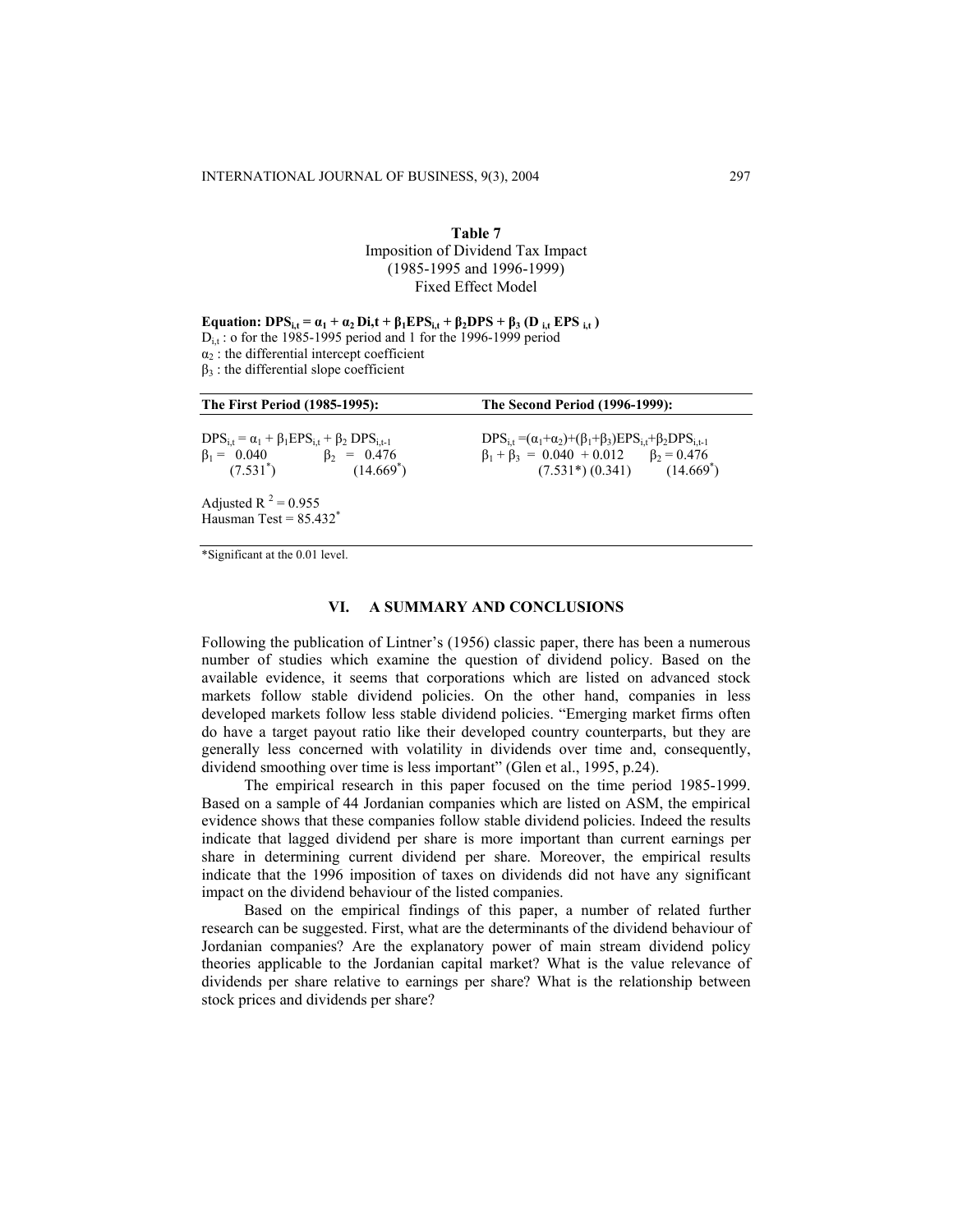**Table 7**

Imposition of Dividend Tax Impact
(1985-1995 and 1996-1999)
Fixed Effect Model

**Equation:** $DPS_{i,t} = \alpha_1 + \alpha_2 D_{i,t} + \beta_1 EPS_{i,t} + \beta_2 DPS + \beta_3 (D_{i,t} EPS_{i,t})$

$D_{i,t}$ : o for the 1985-1995 period and 1 for the 1996-1999 period

$\alpha_2$ : the differential intercept coefficient

$\beta_3$ : the differential slope coefficient

| **The First Period (1985-1995):** | **The Second Period (1996-1999):** |
|---|---|
| $DPS_{i,t} = \alpha_1 + \beta_1 EPS_{i,t} + \beta_2 DPS_{i,t-1}$ | $DPS_{i,t} = (\alpha_1+\alpha_2)+(\beta_1+\beta_3)EPS_{i,t}+\beta_2 DPS_{i,t-1}$ |
| $\beta_1 = 0.040$ (7.531*) &nbsp;&nbsp; $\beta_2 = 0.476$ (14.669*) | $\beta_1 + \beta_3 = 0.040 + 0.012$ (7.531*) (0.341) &nbsp;&nbsp; $\beta_2 = 0.476$ (14.669*) |
| Adjusted $R^2 = 0.955$ | |
| Hausman Test = 85.432* | |

*Significant at the 0.01 level.

## VI. A SUMMARY AND CONCLUSIONS

Following the publication of Lintner's (1956) classic paper, there has been a numerous number of studies which examine the question of dividend policy. Based on the available evidence, it seems that corporations which are listed on advanced stock markets follow stable dividend policies. On the other hand, companies in less developed markets follow less stable dividend policies. "Emerging market firms often do have a target payout ratio like their developed country counterparts, but they are generally less concerned with volatility in dividends over time and, consequently, dividend smoothing over time is less important" (Glen et al., 1995, p.24).

The empirical research in this paper focused on the time period 1985-1999. Based on a sample of 44 Jordanian companies which are listed on ASM, the empirical evidence shows that these companies follow stable dividend policies. Indeed the results indicate that lagged dividend per share is more important than current earnings per share in determining current dividend per share. Moreover, the empirical results indicate that the 1996 imposition of taxes on dividends did not have any significant impact on the dividend behaviour of the listed companies.

Based on the empirical findings of this paper, a number of related further research can be suggested. First, what are the determinants of the dividend behaviour of Jordanian companies? Are the explanatory power of main stream dividend policy theories applicable to the Jordanian capital market? What is the value relevance of dividends per share relative to earnings per share? What is the relationship between stock prices and dividends per share?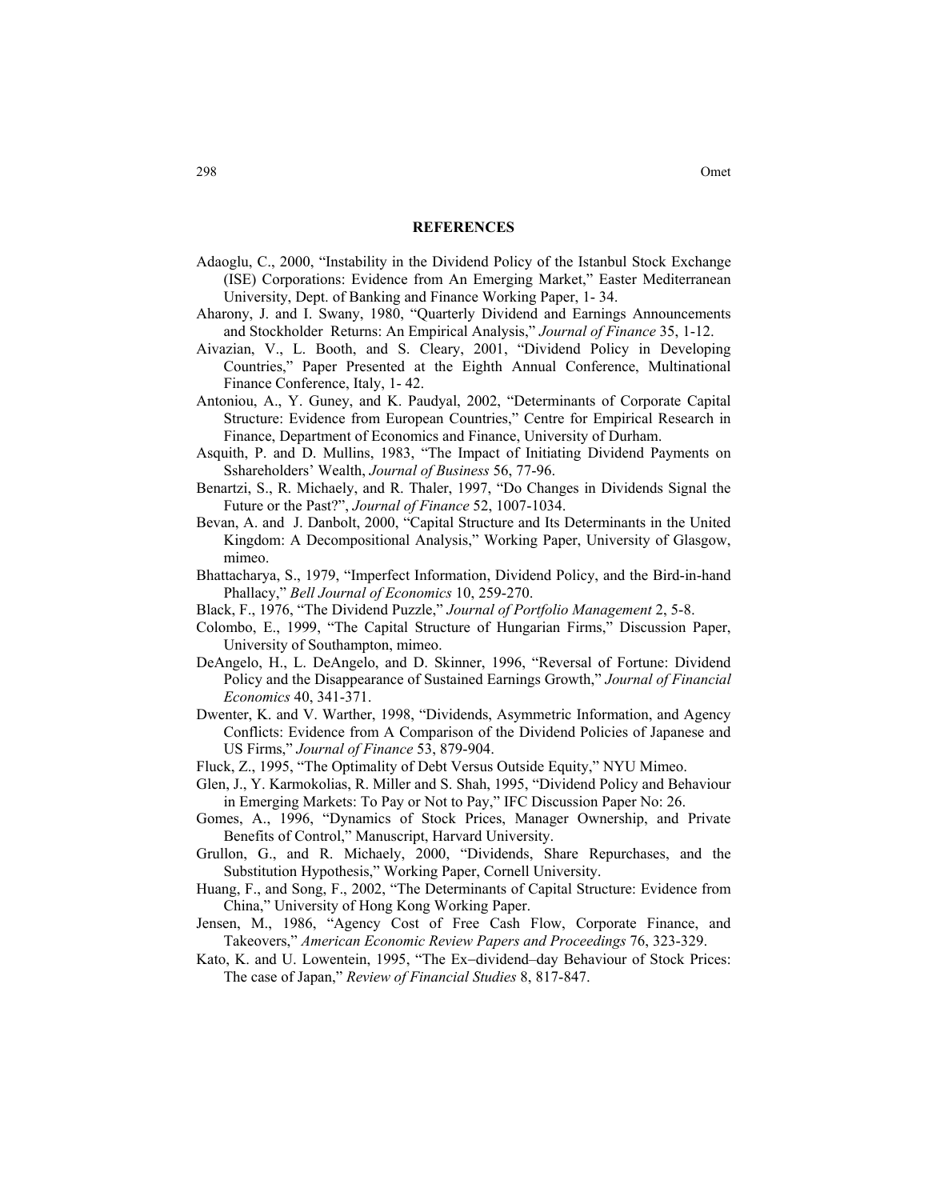## REFERENCES

Adaoglu, C., 2000, "Instability in the Dividend Policy of the Istanbul Stock Exchange (ISE) Corporations: Evidence from An Emerging Market," Easter Mediterranean University, Dept. of Banking and Finance Working Paper, 1- 34.

Aharony, J. and I. Swany, 1980, "Quarterly Dividend and Earnings Announcements and Stockholder Returns: An Empirical Analysis," *Journal of Finance* 35, 1-12.

Aivazian, V., L. Booth, and S. Cleary, 2001, "Dividend Policy in Developing Countries," Paper Presented at the Eighth Annual Conference, Multinational Finance Conference, Italy, 1- 42.

Antoniou, A., Y. Guney, and K. Paudyal, 2002, "Determinants of Corporate Capital Structure: Evidence from European Countries," Centre for Empirical Research in Finance, Department of Economics and Finance, University of Durham.

Asquith, P. and D. Mullins, 1983, "The Impact of Initiating Dividend Payments on Sshareholders' Wealth, *Journal of Business* 56, 77-96.

Benartzi, S., R. Michaely, and R. Thaler, 1997, "Do Changes in Dividends Signal the Future or the Past?", *Journal of Finance* 52, 1007-1034.

Bevan, A. and J. Danbolt, 2000, "Capital Structure and Its Determinants in the United Kingdom: A Decompositional Analysis," Working Paper, University of Glasgow, mimeo.

Bhattacharya, S., 1979, "Imperfect Information, Dividend Policy, and the Bird-in-hand Phallacy," *Bell Journal of Economics* 10, 259-270.

Black, F., 1976, "The Dividend Puzzle," *Journal of Portfolio Management* 2, 5-8.

Colombo, E., 1999, "The Capital Structure of Hungarian Firms," Discussion Paper, University of Southampton, mimeo.

DeAngelo, H., L. DeAngelo, and D. Skinner, 1996, "Reversal of Fortune: Dividend Policy and the Disappearance of Sustained Earnings Growth," *Journal of Financial Economics* 40, 341-371.

Dwenter, K. and V. Warther, 1998, "Dividends, Asymmetric Information, and Agency Conflicts: Evidence from A Comparison of the Dividend Policies of Japanese and US Firms," *Journal of Finance* 53, 879-904.

Fluck, Z., 1995, "The Optimality of Debt Versus Outside Equity," NYU Mimeo.

Glen, J., Y. Karmokolias, R. Miller and S. Shah, 1995, "Dividend Policy and Behaviour in Emerging Markets: To Pay or Not to Pay," IFC Discussion Paper No: 26.

Gomes, A., 1996, "Dynamics of Stock Prices, Manager Ownership, and Private Benefits of Control," Manuscript, Harvard University.

Grullon, G., and R. Michaely, 2000, "Dividends, Share Repurchases, and the Substitution Hypothesis," Working Paper, Cornell University.

Huang, F., and Song, F., 2002, "The Determinants of Capital Structure: Evidence from China," University of Hong Kong Working Paper.

Jensen, M., 1986, "Agency Cost of Free Cash Flow, Corporate Finance, and Takeovers," *American Economic Review Papers and Proceedings* 76, 323-329.

Kato, K. and U. Lowentein, 1995, "The Ex–dividend–day Behaviour of Stock Prices: The case of Japan," *Review of Financial Studies* 8, 817-847.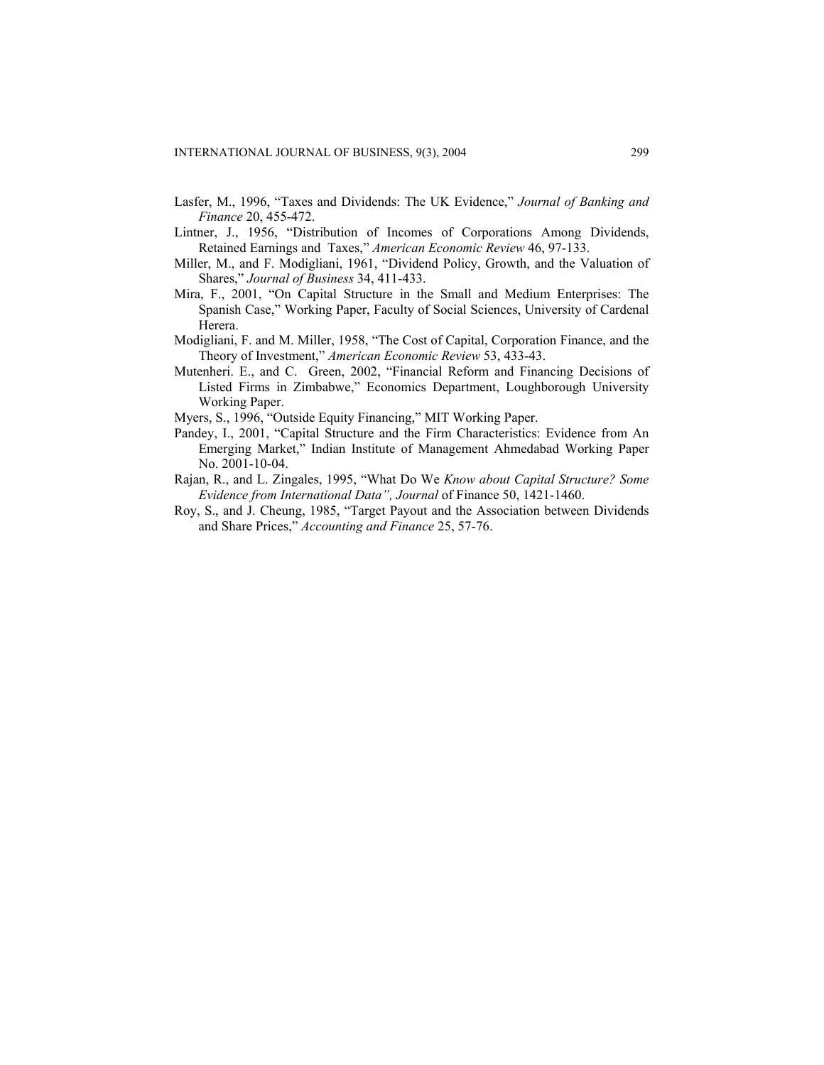Lasfer, M., 1996, "Taxes and Dividends: The UK Evidence," *Journal of Banking and Finance* 20, 455-472.

Lintner, J., 1956, "Distribution of Incomes of Corporations Among Dividends, Retained Earnings and Taxes," *American Economic Review* 46, 97-133.

Miller, M., and F. Modigliani, 1961, "Dividend Policy, Growth, and the Valuation of Shares," *Journal of Business* 34, 411-433.

Mira, F., 2001, "On Capital Structure in the Small and Medium Enterprises: The Spanish Case," Working Paper, Faculty of Social Sciences, University of Cardenal Herera.

Modigliani, F. and M. Miller, 1958, "The Cost of Capital, Corporation Finance, and the Theory of Investment," *American Economic Review* 53, 433-43.

Mutenheri. E., and C. Green, 2002, "Financial Reform and Financing Decisions of Listed Firms in Zimbabwe," Economics Department, Loughborough University Working Paper.

Myers, S., 1996, "Outside Equity Financing," MIT Working Paper.

Pandey, I., 2001, "Capital Structure and the Firm Characteristics: Evidence from An Emerging Market," Indian Institute of Management Ahmedabad Working Paper No. 2001-10-04.

Rajan, R., and L. Zingales, 1995, "What Do We *Know about Capital Structure? Some Evidence from International Data", Journal* of Finance 50, 1421-1460.

Roy, S., and J. Cheung, 1985, "Target Payout and the Association between Dividends and Share Prices," *Accounting and Finance* 25, 57-76.